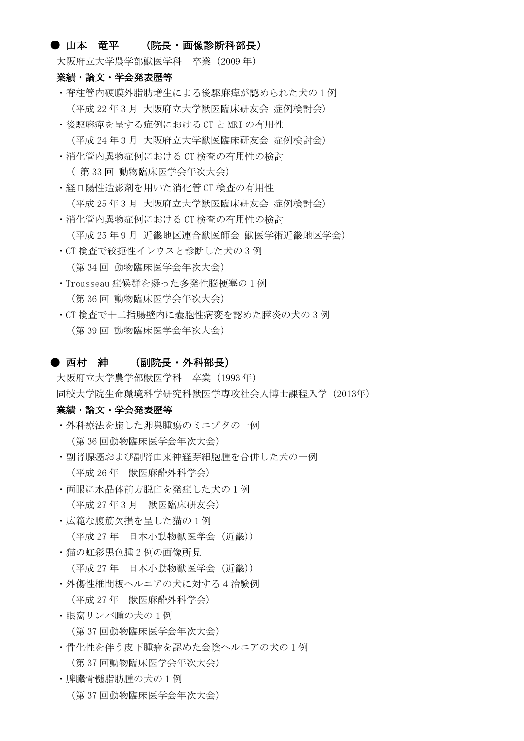## ● 山本　竜平　　（院長・画像診断科部長）

大阪府立大学農学部獣医学科　卒業（2009 年）

**業績・論文・学会発表歴等**

- 脊柱管内硬膜外脂肪増生による後駆麻痺が認められた犬の 1 例
  （平成 22 年 3 月 大阪府立大学獣医臨床研友会 症例検討会）
- 後駆麻痺を呈する症例における CT と MRI の有用性
  （平成 24 年 3 月 大阪府立大学獣医臨床研友会 症例検討会）
- 消化管内異物症例における CT 検査の有用性の検討
  （ 第 33 回 動物臨床医学会年次大会）
- 経口陽性造影剤を用いた消化管 CT 検査の有用性
  （平成 25 年 3 月 大阪府立大学獣医臨床研友会 症例検討会）
- 消化管内異物症例における CT 検査の有用性の検討
  （平成 25 年 9 月 近畿地区連合獣医師会 獣医学術近畿地区学会）
- CT 検査で絞扼性イレウスと診断した犬の 3 例
  （第 34 回 動物臨床医学会年次大会）
- Trousseau 症候群を疑った多発性脳梗塞の 1 例
  （第 36 回 動物臨床医学会年次大会）
- CT 検査で十二指腸壁内に嚢胞性病変を認めた膵炎の犬の 3 例
  （第 39 回 動物臨床医学会年次大会）

## ● 西村　紳　　（副院長・外科部長）

大阪府立大学農学部獣医学科　卒業（1993 年）

同校大学院生命環境科学研究科獣医学専攻社会人博士課程入学（2013年）

**業績・論文・学会発表歴等**

- 外科療法を施した卵巣腫瘍のミニブタの一例
  （第 36 回動物臨床医学会年次大会）
- 副腎腺癌および副腎由来神経芽細胞腫を合併した犬の一例
  （平成 26 年　獣医麻酔外科学会）
- 両眼に水晶体前方脱臼を発症した犬の 1 例
  （平成 27 年 3 月　獣医臨床研友会）
- 広範な腹筋欠損を呈した猫の 1 例
  （平成 27 年　日本小動物獣医学会（近畿））
- 猫の虹彩黒色腫 2 例の画像所見
  （平成 27 年　日本小動物獣医学会（近畿））
- 外傷性椎間板ヘルニアの犬に対する 4 治験例
  （平成 27 年　獣医麻酔外科学会）
- 眼窩リンパ腫の犬の 1 例
  （第 37 回動物臨床医学会年次大会）
- 骨化性を伴う皮下腫瘤を認めた会陰ヘルニアの犬の 1 例
  （第 37 回動物臨床医学会年次大会）
- 脾臓骨髄脂肪腫の犬の 1 例
  （第 37 回動物臨床医学会年次大会）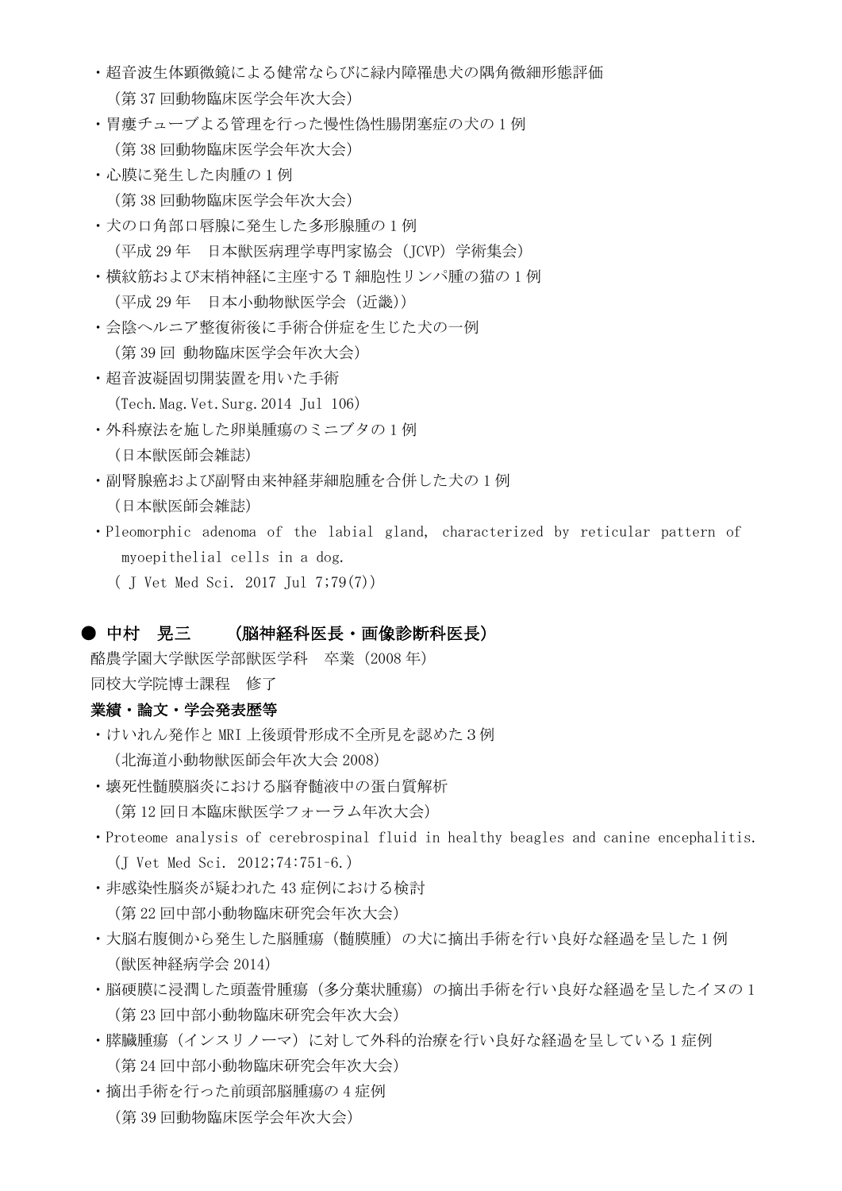・超音波生体顕微鏡による健常ならびに緑内障罹患犬の隅角微細形態評価
（第 37 回動物臨床医学会年次大会）
・胃瘻チューブよる管理を行った慢性偽性腸閉塞症の犬の 1 例
（第 38 回動物臨床医学会年次大会）
・心膜に発生した肉腫の 1 例
（第 38 回動物臨床医学会年次大会）
・犬の口角部口唇腺に発生した多形腺腫の 1 例
（平成 29 年　日本獣医病理学専門家協会（JCVP）学術集会）
・横紋筋および末梢神経に主座する T 細胞性リンパ腫の猫の 1 例
（平成 29 年　日本小動物獣医学会（近畿））
・会陰ヘルニア整復術後に手術合併症を生じた犬の一例
（第 39 回 動物臨床医学会年次大会）
・超音波凝固切開装置を用いた手術
（Tech.Mag.Vet.Surg.2014 Jul 106）
・外科療法を施した卵巣腫瘍のミニブタの 1 例
（日本獣医師会雑誌）
・副腎腺癌および副腎由来神経芽細胞腫を合併した犬の 1 例
（日本獣医師会雑誌）
・Pleomorphic adenoma of the labial gland, characterized by reticular pattern of myoepithelial cells in a dog.
（ J Vet Med Sci. 2017 Jul 7;79(7)）

## ● 中村　晃三　　（脳神経科医長・画像診断科医長）

酪農学園大学獣医学部獣医学科　卒業（2008 年）
同校大学院博士課程　修了

**業績・論文・学会発表歴等**

・けいれん発作と MRI 上後頭骨形成不全所見を認めた 3 例
（北海道小動物獣医師会年次大会 2008）
・壊死性髄膜脳炎における脳脊髄液中の蛋白質解析
（第 12 回日本臨床獣医学フォーラム年次大会）
・Proteome analysis of cerebrospinal fluid in healthy beagles and canine encephalitis.
（J Vet Med Sci. 2012;74:751-6.）
・非感染性脳炎が疑われた 43 症例における検討
（第 22 回中部小動物臨床研究会年次大会）
・大脳右腹側から発生した脳腫瘍（髄膜腫）の犬に摘出手術を行い良好な経過を呈した 1 例
（獣医神経病学会 2014）
・脳硬膜に浸潤した頭蓋骨腫瘍（多分葉状腫瘍）の摘出手術を行い良好な経過を呈したイヌの 1
（第 23 回中部小動物臨床研究会年次大会）
・膵臓腫瘍（インスリノーマ）に対して外科的治療を行い良好な経過を呈している 1 症例
（第 24 回中部小動物臨床研究会年次大会）
・摘出手術を行った前頭部脳腫瘍の 4 症例
（第 39 回動物臨床医学会年次大会）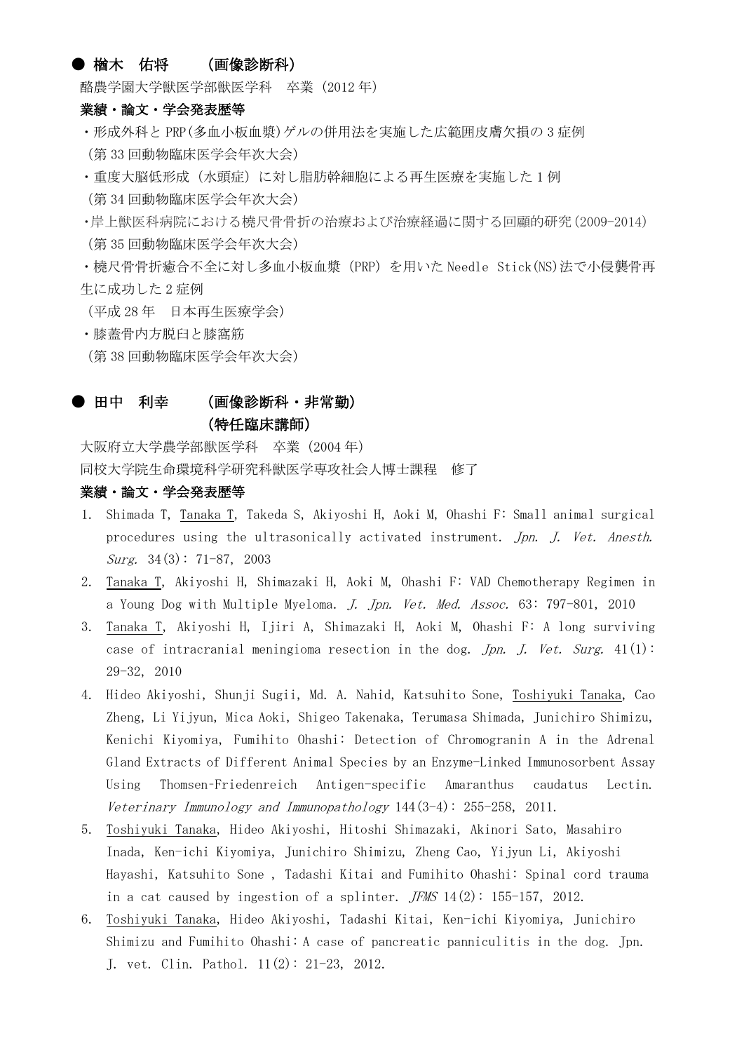## ● 檜木　佑将　　（画像診断科）

酪農学園大学獣医学部獣医学科　卒業（2012 年）

**業績・論文・学会発表歴等**

・形成外科と PRP(多血小板血漿)ゲルの併用法を実施した広範囲皮膚欠損の 3 症例
（第 33 回動物臨床医学会年次大会）

・重度大脳低形成（水頭症）に対し脂肪幹細胞による再生医療を実施した 1 例
（第 34 回動物臨床医学会年次大会）

・岸上獣医科病院における橈尺骨骨折の治療および治療経過に関する回顧的研究(2009-2014)
（第 35 回動物臨床医学会年次大会）

・橈尺骨骨折癒合不全に対し多血小板血漿（PRP）を用いた Needle Stick(NS)法で小侵襲骨再生に成功した 2 症例
（平成 28 年　日本再生医療学会）

・膝蓋骨内方脱臼と膝窩筋
（第 38 回動物臨床医学会年次大会）

## ● 田中　利幸　　（画像診断科・非常勤）（特任臨床講師）

大阪府立大学農学部獣医学科　卒業（2004 年）

同校大学院生命環境科学研究科獣医学専攻社会人博士課程　修了

**業績・論文・学会発表歴等**

1. Shimada T, Tanaka T, Takeda S, Akiyoshi H, Aoki M, Ohashi F: Small animal surgical procedures using the ultrasonically activated instrument. *Jpn. J. Vet. Anesth. Surg.* 34(3): 71-87, 2003
2. Tanaka T, Akiyoshi H, Shimazaki H, Aoki M, Ohashi F: VAD Chemotherapy Regimen in a Young Dog with Multiple Myeloma. *J. Jpn. Vet. Med. Assoc.* 63: 797-801, 2010
3. Tanaka T, Akiyoshi H, Ijiri A, Shimazaki H, Aoki M, Ohashi F: A long surviving case of intracranial meningioma resection in the dog. *Jpn. J. Vet. Surg.* 41(1): 29-32, 2010
4. Hideo Akiyoshi, Shunji Sugii, Md. A. Nahid, Katsuhito Sone, Toshiyuki Tanaka, Cao Zheng, Li Yijyun, Mica Aoki, Shigeo Takenaka, Terumasa Shimada, Junichiro Shimizu, Kenichi Kiyomiya, Fumihito Ohashi: Detection of Chromogranin A in the Adrenal Gland Extracts of Different Animal Species by an Enzyme-Linked Immunosorbent Assay Using Thomsen-Friedenreich Antigen-specific Amaranthus caudatus Lectin. *Veterinary Immunology and Immunopathology* 144(3-4): 255-258, 2011.
5. Toshiyuki Tanaka, Hideo Akiyoshi, Hitoshi Shimazaki, Akinori Sato, Masahiro Inada, Ken-ichi Kiyomiya, Junichiro Shimizu, Zheng Cao, Yijyun Li, Akiyoshi Hayashi, Katsuhito Sone , Tadashi Kitai and Fumihito Ohashi: Spinal cord trauma in a cat caused by ingestion of a splinter. *JFMS* 14(2): 155-157, 2012.
6. Toshiyuki Tanaka, Hideo Akiyoshi, Tadashi Kitai, Ken-ichi Kiyomiya, Junichiro Shimizu and Fumihito Ohashi: A case of pancreatic panniculitis in the dog. Jpn. J. vet. Clin. Pathol. 11(2): 21-23, 2012.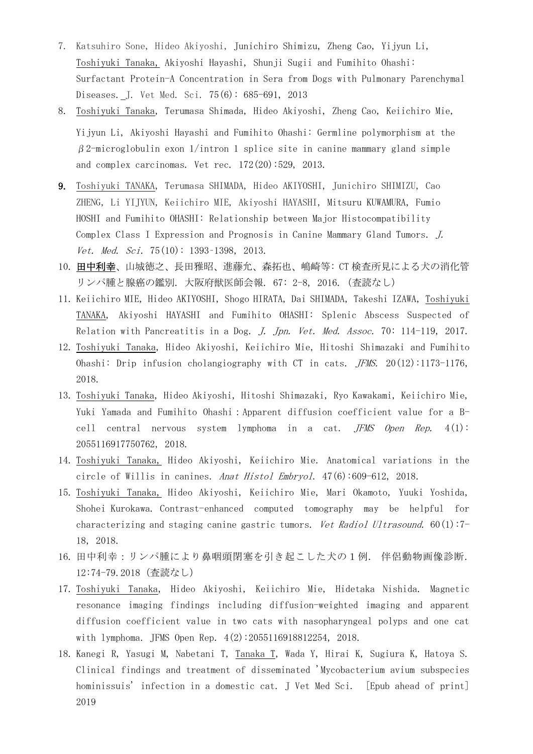7. Katsuhiro Sone, Hideo Akiyoshi, Junichiro Shimizu, Zheng Cao, Yijyun Li, Toshiyuki Tanaka, Akiyoshi Hayashi, Shunji Sugii and Fumihito Ohashi: Surfactant Protein-A Concentration in Sera from Dogs with Pulmonary Parenchymal Diseases. J. Vet Med. Sci. 75(6): 685-691, 2013
8. Toshiyuki Tanaka, Terumasa Shimada, Hideo Akiyoshi, Zheng Cao, Keiichiro Mie, Yijyun Li, Akiyoshi Hayashi and Fumihito Ohashi: Germline polymorphism at the β2-microglobulin exon 1/intron 1 splice site in canine mammary gland simple and complex carcinomas. Vet rec. 172(20):529, 2013.
9. Toshiyuki TANAKA, Terumasa SHIMADA, Hideo AKIYOSHI, Junichiro SHIMIZU, Cao ZHENG, Li YIJYUN, Keiichiro MIE, Akiyoshi HAYASHI, Mitsuru KUWAMURA, Fumio HOSHI and Fumihito OHASHI: Relationship between Major Histocompatibility Complex Class I Expression and Prognosis in Canine Mammary Gland Tumors. *J. Vet. Med. Sci.* 75(10): 1393-1398, 2013.
10. 田中利幸、山城徳之、長田雅昭、進藤允、森拓也、嶋崎等: CT 検査所見による犬の消化管リンパ腫と腺癌の鑑別. 大阪府獣医師会報. 67: 2-8, 2016. (査読なし)
11. Keiichiro MIE, Hideo AKIYOSHI, Shogo HIRATA, Dai SHIMADA, Takeshi IZAWA, Toshiyuki TANAKA, Akiyoshi HAYASHI and Fumihito OHASHI: Splenic Abscess Suspected of Relation with Pancreatitis in a Dog. *J. Jpn. Vet. Med. Assoc.* 70: 114-119, 2017.
12. Toshiyuki Tanaka, Hideo Akiyoshi, Keiichiro Mie, Hitoshi Shimazaki and Fumihito Ohashi: Drip infusion cholangiography with CT in cats. *JFMS.* 20(12):1173-1176, 2018.
13. Toshiyuki Tanaka, Hideo Akiyoshi, Hitoshi Shimazaki, Ryo Kawakami, Keiichiro Mie, Yuki Yamada and Fumihito Ohashi : Apparent diffusion coefficient value for a B-cell central nervous system lymphoma in a cat. *JFMS Open Rep.* 4(1): 2055116917750762, 2018.
14. Toshiyuki Tanaka, Hideo Akiyoshi, Keiichiro Mie. Anatomical variations in the circle of Willis in canines. *Anat Histol Embryol.* 47(6):609-612, 2018.
15. Toshiyuki Tanaka, Hideo Akiyoshi, Keiichiro Mie, Mari Okamoto, Yuuki Yoshida, Shohei Kurokawa. Contrast-enhanced computed tomography may be helpful for characterizing and staging canine gastric tumors. *Vet Radiol Ultrasound.* 60(1):7-18, 2018.
16. 田中利幸：リンパ腫により鼻咽頭閉塞を引き起こした犬の１例. 伴侶動物画像診断. 12:74-79.2018 (査読なし)
17. Toshiyuki Tanaka, Hideo Akiyoshi, Keiichiro Mie, Hidetaka Nishida. Magnetic resonance imaging findings including diffusion-weighted imaging and apparent diffusion coefficient value in two cats with nasopharyngeal polyps and one cat with lymphoma. JFMS Open Rep. 4(2):2055116918812254, 2018.
18. Kanegi R, Yasugi M, Nabetani T, Tanaka T, Wada Y, Hirai K, Sugiura K, Hatoya S. Clinical findings and treatment of disseminated 'Mycobacterium avium subspecies hominissuis' infection in a domestic cat. J Vet Med Sci. [Epub ahead of print] 2019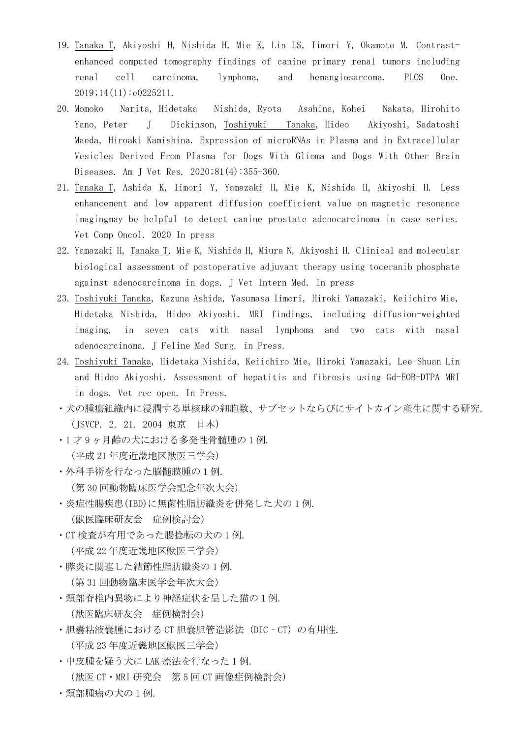19. <u>Tanaka T</u>, Akiyoshi H, Nishida H, Mie K, Lin LS, Iimori Y, Okamoto M. Contrast-enhanced computed tomography findings of canine primary renal tumors including renal cell carcinoma, lymphoma, and hemangiosarcoma. PLOS One. 2019;14(11):e0225211.
20. Momoko Narita, Hidetaka Nishida, Ryota Asahina, Kohei Nakata, Hirohito Yano, Peter J Dickinson, <u>Toshiyuki Tanaka</u>, Hideo Akiyoshi, Sadatoshi Maeda, Hiroaki Kamishina. Expression of microRNAs in Plasma and in Extracellular Vesicles Derived From Plasma for Dogs With Glioma and Dogs With Other Brain Diseases. Am J Vet Res. 2020;81(4):355-360.
21. <u>Tanaka T</u>, Ashida K, Iimori Y, Yamazaki H, Mie K, Nishida H, Akiyoshi H. Less enhancement and low apparent diffusion coefficient value on magnetic resonance imagingmay be helpful to detect canine prostate adenocarcinoma in case series. Vet Comp Oncol. 2020 In press
22. Yamazaki H, <u>Tanaka T</u>, Mie K, Nishida H, Miura N, Akiyoshi H. Clinical and molecular biological assessment of postoperative adjuvant therapy using toceranib phosphate against adenocarcinoma in dogs. J Vet Intern Med. In press
23. <u>Toshiyuki Tanaka</u>, Kazuna Ashida, Yasumasa Iimori, Hiroki Yamazaki, Keiichiro Mie, Hidetaka Nishida, Hideo Akiyoshi. MRI findings, including diffusion-weighted imaging, in seven cats with nasal lymphoma and two cats with nasal adenocarcinoma. J Feline Med Surg. in Press.
24. <u>Toshiyuki Tanaka</u>, Hidetaka Nishida, Keiichiro Mie, Hiroki Yamazaki, Lee-Shuan Lin and Hideo Akiyoshi. Assessment of hepatitis and fibrosis using Gd-EOB-DTPA MRI in dogs. Vet rec open. In Press.

- 犬の腫瘍組織内に浸潤する単核球の細胞数、サブセットならびにサイトカイン産生に関する研究.
  (JSVCP. 2. 21. 2004 東京　日本)
- 1才9ヶ月齢の犬における多発性骨髄腫の1例.
  (平成21年度近畿地区獣医三学会)
- 外科手術を行なった脳髄膜腫の1例.
  (第30回動物臨床医学会記念年次大会)
- 炎症性腸疾患(IBD)に無菌性脂肪織炎を併発した犬の1例.
  (獣医臨床研友会　症例検討会)
- CT検査が有用であった腸捻転の犬の1例.
  (平成22年度近畿地区獣医三学会)
- 膵炎に関連した結節性脂肪織炎の1例.
  (第31回動物臨床医学会年次大会)
- 頸部脊椎内異物により神経症状を呈した猫の1例.
  (獣医臨床研友会　症例検討会)
- 胆嚢粘液嚢腫におけるCT胆嚢胆管造影法（DIC‐CT）の有用性.
  (平成23年度近畿地区獣医三学会)
- 中皮腫を疑う犬にLAK療法を行なった1例.
  (獣医CT・MRI研究会　第5回CT画像症例検討会)
- 頸部腫瘤の犬の1例.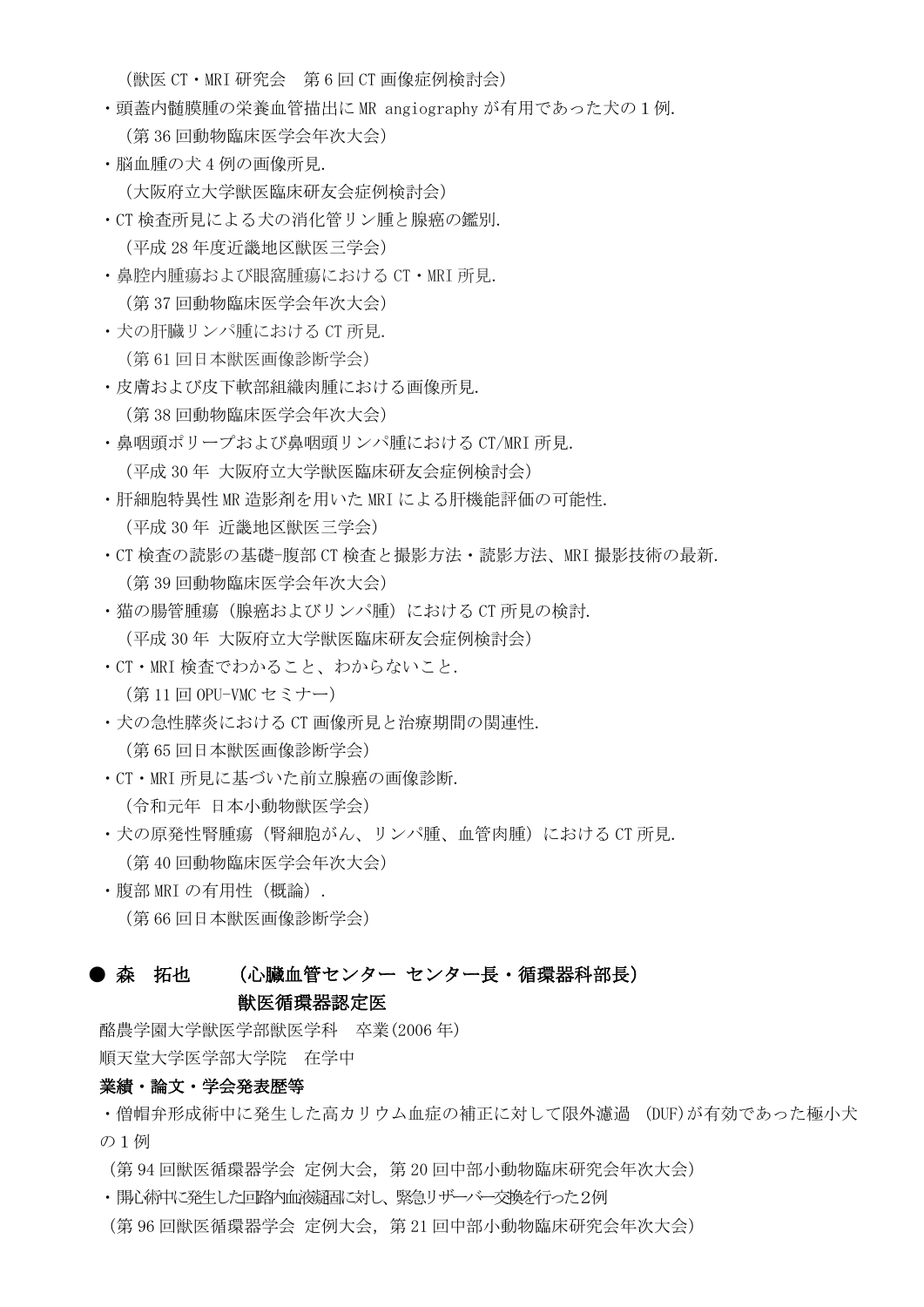（獣医 CT・MRI 研究会　第 6 回 CT 画像症例検討会）

・頭蓋内髄膜腫の栄養血管描出に MR angiography が有用であった犬の 1 例.
（第 36 回動物臨床医学会年次大会）

・脳血腫の犬 4 例の画像所見.
（大阪府立大学獣医臨床研友会症例検討会）

・CT 検査所見による犬の消化管リンパ腫と腺癌の鑑別.
（平成 28 年度近畿地区獣医三学会）

・鼻腔内腫瘍および眼窩腫瘍における CT・MRI 所見.
（第 37 回動物臨床医学会年次大会）

・犬の肝臓リンパ腫における CT 所見.
（第 61 回日本獣医画像診断学会）

・皮膚および皮下軟部組織肉腫における画像所見.
（第 38 回動物臨床医学会年次大会）

・鼻咽頭ポリープおよび鼻咽頭リンパ腫における CT/MRI 所見.
（平成 30 年 大阪府立大学獣医臨床研友会症例検討会）

・肝細胞特異性 MR 造影剤を用いた MRI による肝機能評価の可能性.
（平成 30 年 近畿地区獣医三学会）

・CT 検査の読影の基礎-腹部 CT 検査と撮影方法・読影方法、MRI 撮影技術の最新.
（第 39 回動物臨床医学会年次大会）

・猫の腸管腫瘍（腺癌およびリンパ腫）における CT 所見の検討.
（平成 30 年 大阪府立大学獣医臨床研友会症例検討会）

・CT・MRI 検査でわかること、わからないこと.
（第 11 回 OPU-VMC セミナー）

・犬の急性膵炎における CT 画像所見と治療期間の関連性.
（第 65 回日本獣医画像診断学会）

・CT・MRI 所見に基づいた前立腺癌の画像診断.
（令和元年 日本小動物獣医学会）

・犬の原発性腎腫瘍（腎細胞がん、リンパ腫、血管肉腫）における CT 所見.
（第 40 回動物臨床医学会年次大会）

・腹部 MRI の有用性（概論）.
（第 66 回日本獣医画像診断学会）

## ● 森　拓也　　（心臓血管センター センター長・循環器科部長）

**獣医循環器認定医**

酪農学園大学獣医学部獣医学科　卒業(2006 年)

順天堂大学医学部大学院　在学中

**業績・論文・学会発表歴等**

・僧帽弁形成術中に発生した高カリウム血症の補正に対して限外濾過 (DUF)が有効であった極小犬の 1 例
（第 94 回獣医循環器学会 定例大会, 第 20 回中部小動物臨床研究会年次大会）

・開心術中に発生した回路内血液凝固に対し、緊急リザーバー交換を行った2例
（第 96 回獣医循環器学会 定例大会, 第 21 回中部小動物臨床研究会年次大会）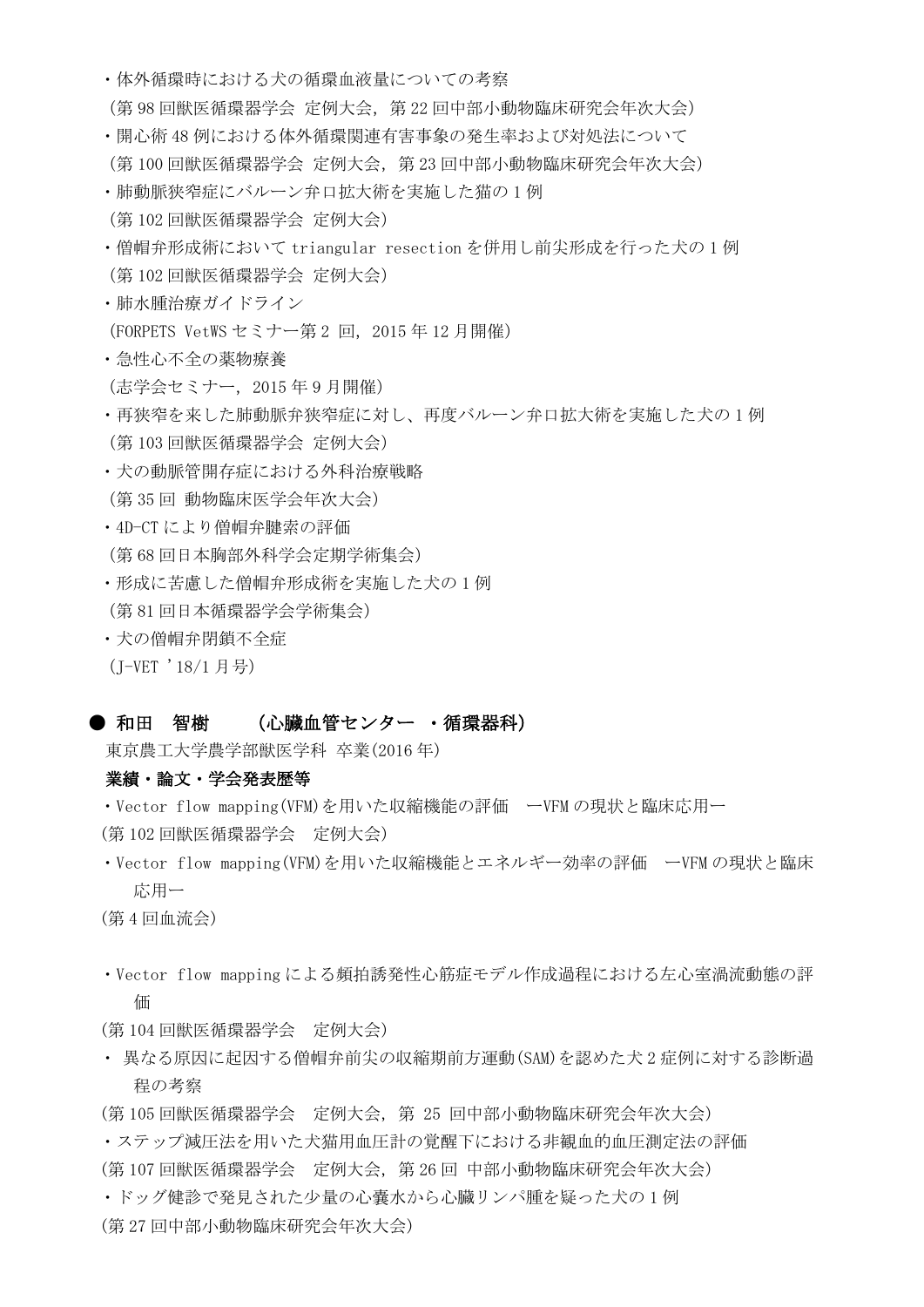・体外循環時における犬の循環血液量についての考察

（第 98 回獣医循環器学会 定例大会，第 22 回中部小動物臨床研究会年次大会）

・開心術 48 例における体外循環関連有害事象の発生率および対処法について

（第 100 回獣医循環器学会 定例大会，第 23 回中部小動物臨床研究会年次大会）

・肺動脈狭窄症にバルーン弁口拡大術を実施した猫の 1 例

（第 102 回獣医循環器学会 定例大会）

・僧帽弁形成術において triangular resection を併用し前尖形成を行った犬の 1 例

（第 102 回獣医循環器学会 定例大会）

・肺水腫治療ガイドライン

（FORPETS VetWS セミナー第 2 回，2015 年 12 月開催）

・急性心不全の薬物療養

（志学会セミナー，2015 年 9 月開催）

・再狭窄を来した肺動脈弁狭窄症に対し、再度バルーン弁口拡大術を実施した犬の 1 例

（第 103 回獣医循環器学会 定例大会）

・犬の動脈管開存症における外科治療戦略

（第 35 回 動物臨床医学会年次大会）

・4D-CT により僧帽弁腱索の評価

（第 68 回日本胸部外科学会定期学術集会）

・形成に苦慮した僧帽弁形成術を実施した犬の 1 例

（第 81 回日本循環器学会学術集会）

・犬の僧帽弁閉鎖不全症

（J-VET ’18/1 月号）

## ● 和田　智樹　　（心臓血管センター ・循環器科）

東京農工大学農学部獣医学科 卒業(2016 年)

**業績・論文・学会発表歴等**

・Vector flow mapping(VFM)を用いた収縮機能の評価　ーVFM の現状と臨床応用ー

（第 102 回獣医循環器学会　定例大会）

・Vector flow mapping(VFM)を用いた収縮機能とエネルギー効率の評価　ーVFM の現状と臨床応用ー

（第 4 回血流会）

・Vector flow mapping による頻拍誘発性心筋症モデル作成過程における左心室渦流動態の評価

（第 104 回獣医循環器学会　定例大会）

・ 異なる原因に起因する僧帽弁前尖の収縮期前方運動(SAM)を認めた犬 2 症例に対する診断過程の考察

（第 105 回獣医循環器学会　定例大会，第 25 回中部小動物臨床研究会年次大会）

・ステップ減圧法を用いた犬猫用血圧計の覚醒下における非観血的血圧測定法の評価

（第 107 回獣医循環器学会　定例大会，第 26 回 中部小動物臨床研究会年次大会）

・ドッグ健診で発見された少量の心嚢水から心臓リンパ腫を疑った犬の 1 例

（第 27 回中部小動物臨床研究会年次大会）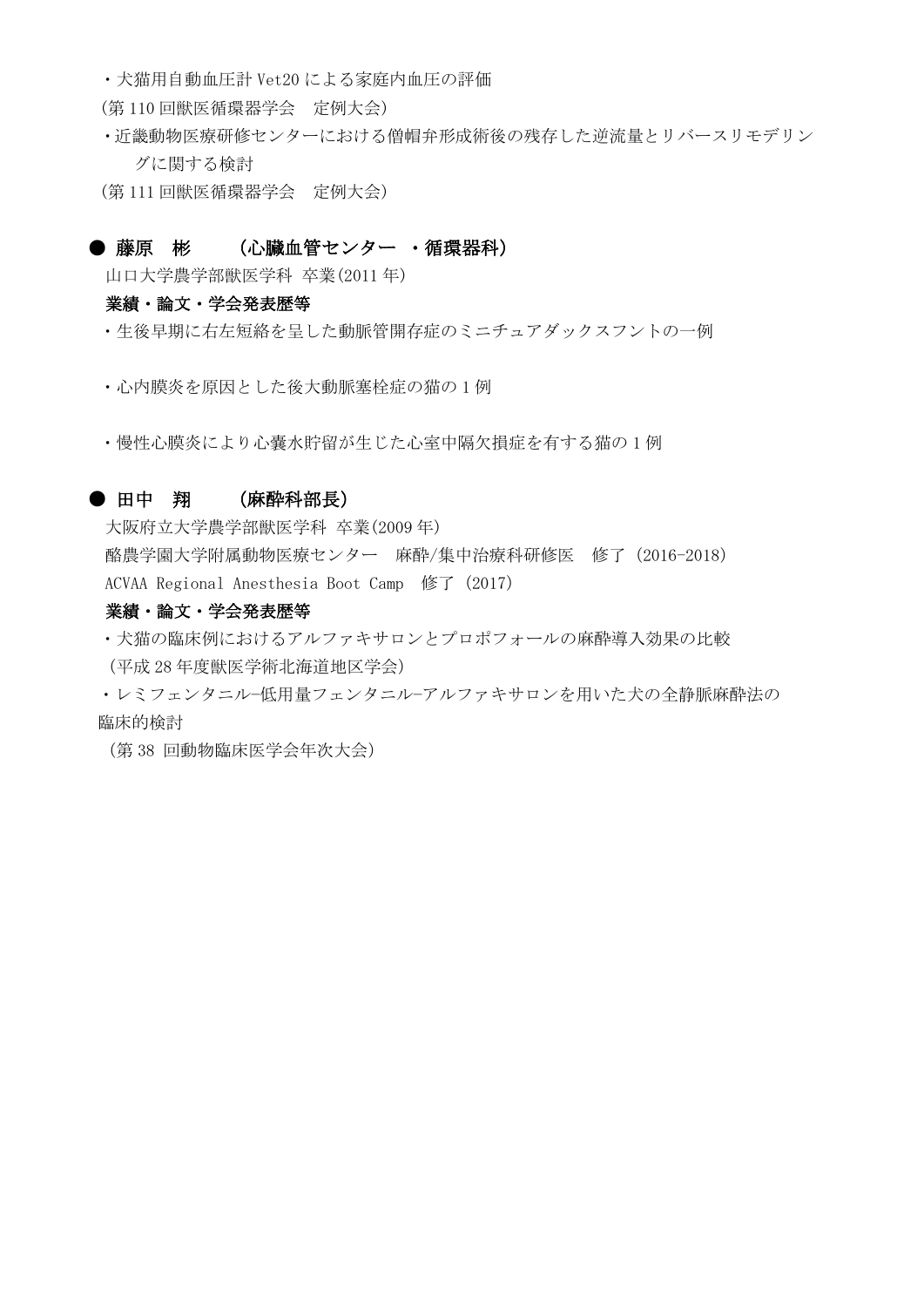・犬猫用自動血圧計 Vet20 による家庭内血圧の評価

（第 110 回獣医循環器学会　定例大会）

・近畿動物医療研修センターにおける僧帽弁形成術後の残存した逆流量とリバースリモデリングに関する検討

（第 111 回獣医循環器学会　定例大会）

## ● 藤原　彬　　（心臓血管センター　・循環器科）

山口大学農学部獣医学科 卒業(2011 年)

**業績・論文・学会発表歴等**

・生後早期に右左短絡を呈した動脈管開存症のミニチュアダックスフントの一例

・心内膜炎を原因とした後大動脈塞栓症の猫の 1 例

・慢性心膜炎により心嚢水貯留が生じた心室中隔欠損症を有する猫の 1 例

## ● 田中　翔　　（麻酔科部長）

大阪府立大学農学部獣医学科 卒業(2009 年)

酪農学園大学附属動物医療センター　麻酔/集中治療科研修医　修了 (2016-2018)

ACVAA Regional Anesthesia Boot Camp　修了 (2017)

**業績・論文・学会発表歴等**

・犬猫の臨床例におけるアルファキサロンとプロポフォールの麻酔導入効果の比較

（平成 28 年度獣医学術北海道地区学会）

・レミフェンタニル−低用量フェンタニル−アルファキサロンを用いた犬の全静脈麻酔法の臨床的検討

（第 38 回動物臨床医学会年次大会）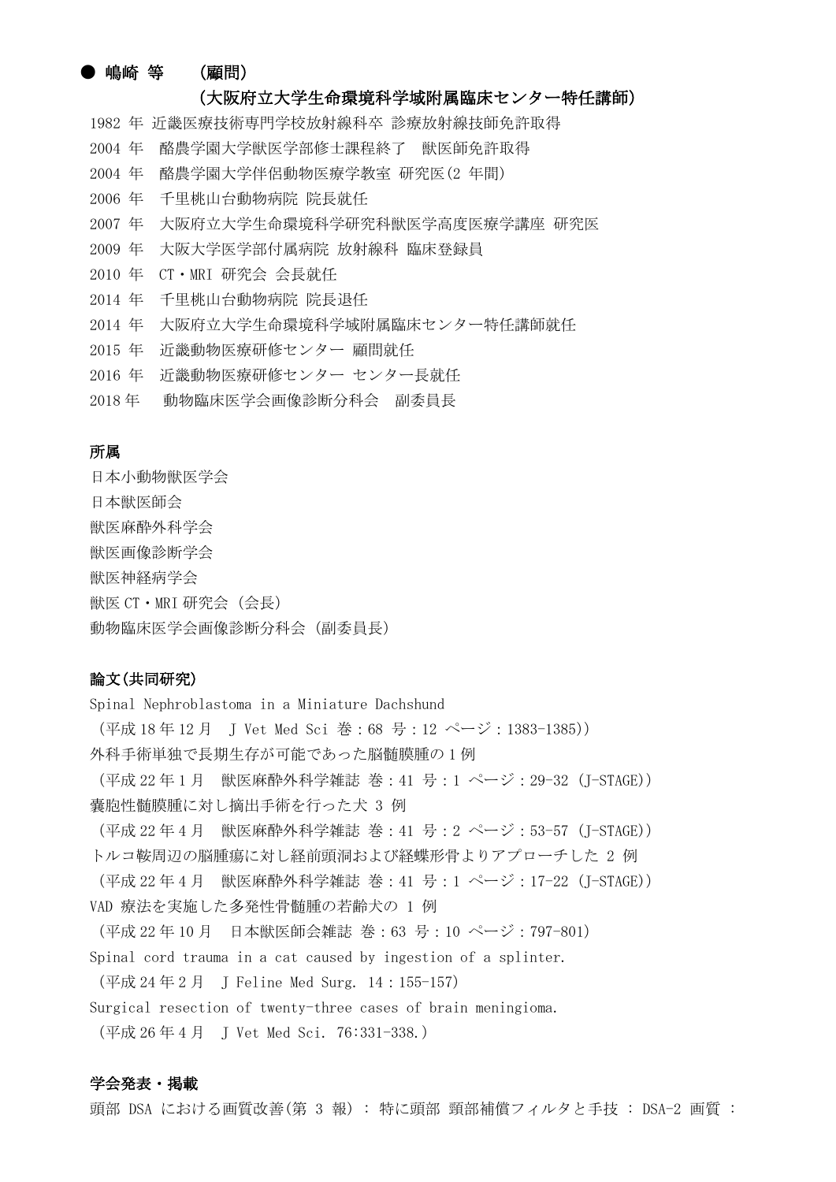● **嶋崎 等　（顧問）**

**（大阪府立大学生命環境科学域附属臨床センター特任講師）**

1982 年 近畿医療技術専門学校放射線科卒 診療放射線技師免許取得
2004 年　酪農学園大学獣医学部修士課程終了　獣医師免許取得
2004 年　酪農学園大学伴侶動物医療学教室 研究医(2 年間)
2006 年　千里桃山台動物病院 院長就任
2007 年　大阪府立大学生命環境科学研究科獣医学高度医療学講座 研究医
2009 年　大阪大学医学部付属病院 放射線科 臨床登録員
2010 年　CT・MRI 研究会 会長就任
2014 年　千里桃山台動物病院 院長退任
2014 年　大阪府立大学生命環境科学域附属臨床センター特任講師就任
2015 年　近畿動物医療研修センター 顧問就任
2016 年　近畿動物医療研修センター センター長就任
2018 年　 動物臨床医学会画像診断分科会　副委員長

**所属**

日本小動物獣医学会
日本獣医師会
獣医麻酔外科学会
獣医画像診断学会
獣医神経病学会
獣医 CT・MRI 研究会 (会長)
動物臨床医学会画像診断分科会 (副委員長)

**論文(共同研究)**

Spinal Nephroblastoma in a Miniature Dachshund
（平成 18 年 12 月　J Vet Med Sci 巻：68 号：12 ページ：1383-1385))
外科手術単独で長期生存が可能であった脳髄膜腫の 1 例
（平成 22 年 1 月　獣医麻酔外科学雑誌 巻：41 号：1 ページ：29-32 (J-STAGE))
嚢胞性髄膜腫に対し摘出手術を行った犬 3 例
（平成 22 年 4 月　獣医麻酔外科学雑誌 巻：41 号：2 ページ：53-57 (J-STAGE))
トルコ鞍周辺の脳腫瘍に対し経前頭洞および経蝶形骨よりアプローチした 2 例
（平成 22 年 4 月　獣医麻酔外科学雑誌 巻：41 号：1 ページ：17-22 (J-STAGE))
VAD 療法を実施した多発性骨髄腫の若齢犬の 1 例
（平成 22 年 10 月　日本獣医師会雑誌 巻：63 号：10 ページ：797-801)
Spinal cord trauma in a cat caused by ingestion of a splinter.
（平成 24 年 2 月　J Feline Med Surg. 14：155-157)
Surgical resection of twenty-three cases of brain meningioma.
（平成 26 年 4 月　J Vet Med Sci. 76:331-338.)

**学会発表・掲載**

頭部 DSA における画質改善(第 3 報) : 特に頭部 頸部補償フィルタと手技 : DSA-2 画質 :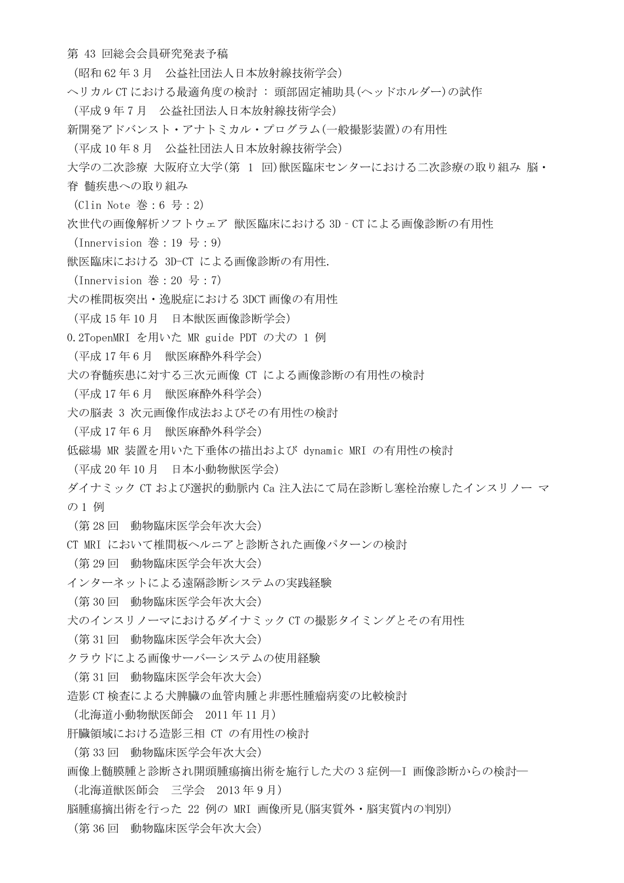第 43 回総会会員研究発表予稿

（昭和 62 年 3 月　公益社団法人日本放射線技術学会）

ヘリカル CT における最適角度の検討 ： 頭部固定補助具(ヘッドホルダー)の試作

（平成 9 年 7 月　公益社団法人日本放射線技術学会）

新開発アドバンスト・アナトミカル・プログラム(一般撮影装置)の有用性

（平成 10 年 8 月　公益社団法人日本放射線技術学会）

大学の二次診療 大阪府立大学(第 1 回)獣医臨床センターにおける二次診療の取り組み 脳・脊 髄疾患への取り組み

（Clin Note 巻：6 号：2）

次世代の画像解析ソフトウェア 獣医臨床における 3D‐CT による画像診断の有用性

（Innervision 巻：19 号：9）

獣医臨床における 3D-CT による画像診断の有用性.

（Innervision 巻：20 号：7）

犬の椎間板突出・逸脱症における 3DCT 画像の有用性

（平成 15 年 10 月　日本獣医画像診断学会）

0.2TopenMRI を用いた MR guide PDT の犬の 1 例

（平成 17 年 6 月　獣医麻酔外科学会）

犬の脊髄疾患に対する三次元画像 CT による画像診断の有用性の検討

（平成 17 年 6 月　獣医麻酔外科学会）

犬の脳表 3 次元画像作成法およびその有用性の検討

（平成 17 年 6 月　獣医麻酔外科学会）

低磁場 MR 装置を用いた下垂体の描出および dynamic MRI の有用性の検討

（平成 20 年 10 月　日本小動物獣医学会）

ダイナミック CT および選択的動脈内 Ca 注入法にて局在診断し塞栓治療したインスリノー マの 1 例

（第 28 回　動物臨床医学会年次大会）

CT MRI において椎間板ヘルニアと診断された画像パターンの検討

（第 29 回　動物臨床医学会年次大会）

インターネットによる遠隔診断システムの実践経験

（第 30 回　動物臨床医学会年次大会）

犬のインスリノーマにおけるダイナミック CT の撮影タイミングとその有用性

（第 31 回　動物臨床医学会年次大会）

クラウドによる画像サーバーシステムの使用経験

（第 31 回　動物臨床医学会年次大会）

造影 CT 検査による犬脾臓の血管肉腫と非悪性腫瘤病変の比較検討

（北海道小動物獣医師会　2011 年 11 月）

肝臓領域における造影三相 CT の有用性の検討

（第 33 回　動物臨床医学会年次大会）

画像上髄膜腫と診断され開頭腫瘍摘出術を施行した犬の 3 症例—I 画像診断からの検討—

（北海道獣医師会　三学会　2013 年 9 月）

脳腫瘍摘出術を行った 22 例の MRI 画像所見(脳実質外・脳実質内の判別)

（第 36 回　動物臨床医学会年次大会）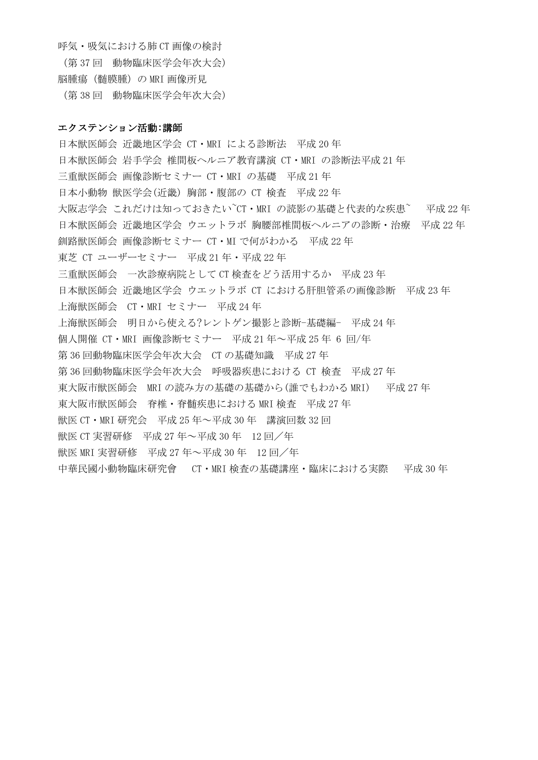呼気・吸気における肺 CT 画像の検討
（第 37 回　動物臨床医学会年次大会）
脳腫瘍（髄膜腫）の MRI 画像所見
（第 38 回　動物臨床医学会年次大会）

**エクステンション活動:講師**

日本獣医師会 近畿地区学会 CT・MRI による診断法　平成 20 年
日本獣医師会 岩手学会 椎間板ヘルニア教育講演 CT・MRI の診断法平成 21 年
三重獣医師会 画像診断セミナー CT・MRI の基礎　平成 21 年
日本小動物 獣医学会(近畿) 胸部・腹部の CT 検査　平成 22 年
大阪志学会 これだけは知っておきたい~CT・MRI の読影の基礎と代表的な疾患~　平成 22 年
日本獣医師会 近畿地区学会 ウエットラボ 胸腰部椎間板ヘルニアの診断・治療　平成 22 年
釧路獣医師会 画像診断セミナー CT・MI で何がわかる　平成 22 年
東芝 CT ユーザーセミナー　平成 21 年・平成 22 年
三重獣医師会　一次診療病院として CT 検査をどう活用するか　平成 23 年
日本獣医師会 近畿地区学会 ウエットラボ CT における肝胆管系の画像診断　平成 23 年
上海獣医師会　CT・MRI セミナー　平成 24 年
上海獣医師会　明日から使える?レントゲン撮影と診断-基礎編-　平成 24 年
個人開催 CT・MRI 画像診断セミナー　平成 21 年～平成 25 年 6 回/年
第 36 回動物臨床医学会年次大会　CT の基礎知識　平成 27 年
第 36 回動物臨床医学会年次大会　呼吸器疾患における CT 検査　平成 27 年
東大阪市獣医師会　MRI の読み方の基礎の基礎から(誰でもわかる MRI)　平成 27 年
東大阪市獣医師会　脊椎・脊髄疾患における MRI 検査　平成 27 年
獣医 CT・MRI 研究会　平成 25 年～平成 30 年　講演回数 32 回
獣医 CT 実習研修　平成 27 年～平成 30 年　12 回／年
獣医 MRI 実習研修　平成 27 年～平成 30 年　12 回／年
中華民國小動物臨床研究會　CT・MRI 検査の基礎講座・臨床における実際　平成 30 年